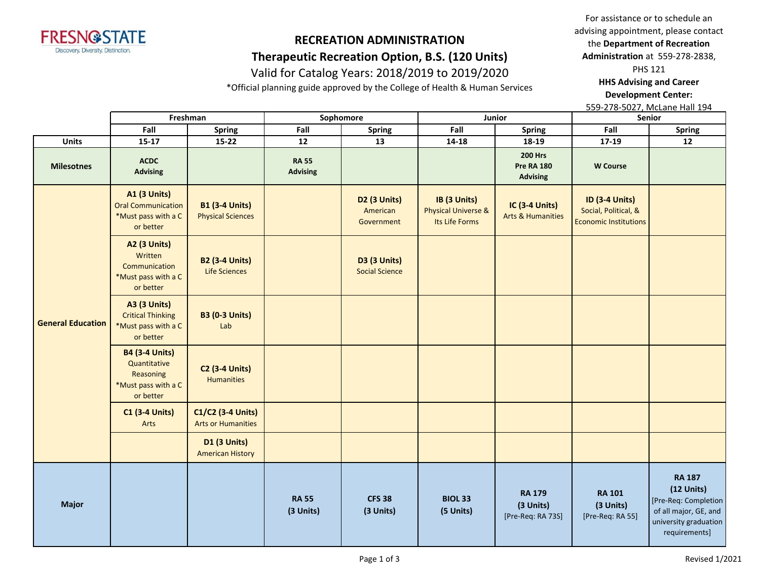# RECREATION ADMINISTRATION

## Therapeutic Recreation Option, B.S. (120 Units)

Valid for Catalog Years: 2018/2019 to 2019/2020

*Official planning guide approved by the College of Health & Human Services

For assistance or to schedule an advising appointment, please contact the **Department of Recreation Administration** at 559-278-2838, PHS 121

**HHS Advising and Career Development Center:**
559-278-5027, McLane Hall 194

| | Freshman | | Sophomore | | Junior | | Senior | |
|---|---|---|---|---|---|---|---|---|
| | **Fall** | **Spring** | **Fall** | **Spring** | **Fall** | **Spring** | **Fall** | **Spring** |
| **Units** | **15-17** | **15-22** | **12** | **13** | **14-18** | **18-19** | **17-19** | **12** |
| **Milesotnes** | **ACDC Advising** | | **RA 55 Advising** | | | **200 Hrs Pre RA 180 Advising** | **W Course** | |
| **General Education** | **A1 (3 Units)** Oral Communication *Must pass with a C or better | **B1 (3-4 Units)** Physical Sciences | | **D2 (3 Units)** American Government | **IB (3 Units)** Physical Universe & Its Life Forms | **IC (3-4 Units)** Arts & Humanities | **ID (3-4 Units)** Social, Political, & Economic Institutions | |
| | **A2 (3 Units)** Written Communication *Must pass with a C or better | **B2 (3-4 Units)** Life Sciences | | **D3 (3 Units)** Social Science | | | | |
| | **A3 (3 Units)** Critical Thinking *Must pass with a C or better | **B3 (0-3 Units)** Lab | | | | | | |
| | **B4 (3-4 Units)** Quantitative Reasoning *Must pass with a C or better | **C2 (3-4 Units)** Humanities | | | | | | |
| | **C1 (3-4 Units)** Arts | **C1/C2 (3-4 Units)** Arts or Humanities | | | | | | |
| | | **D1 (3 Units)** American History | | | | | | |
| **Major** | | | **RA 55 (3 Units)** | **CFS 38 (3 Units)** | **BIOL 33 (5 Units)** | **RA 179 (3 Units)** [Pre-Req: RA 73S] | **RA 101 (3 Units)** [Pre-Req: RA 55] | **RA 187 (12 Units)** [Pre-Req: Completion of all major, GE, and university graduation requirements] |

Revised 1/2021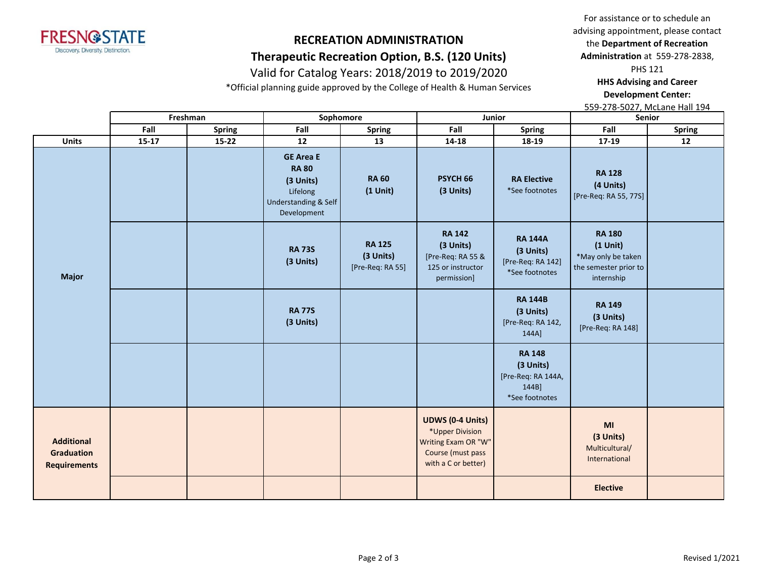# RECREATION ADMINISTRATION

## Therapeutic Recreation Option, B.S. (120 Units)

Valid for Catalog Years: 2018/2019 to 2019/2020

*Official planning guide approved by the College of Health & Human Services

For assistance or to schedule an advising appointment, please contact the **Department of Recreation Administration** at 559-278-2838, PHS 121

**HHS Advising and Career Development Center:** 559-278-5027, McLane Hall 194

| | Freshman | | Sophomore | | Junior | | Senior | |
|---|---|---|---|---|---|---|---|---|
| | Fall | Spring | Fall | Spring | Fall | Spring | Fall | Spring |
| **Units** | 15-17 | 15-22 | 12 | 13 | 14-18 | 18-19 | 17-19 | 12 |
| **Major** | | | **GE Area E RA 80 (3 Units)** Lifelong Understanding & Self Development | **RA 60 (1 Unit)** | **PSYCH 66 (3 Units)** | **RA Elective** *See footnotes | **RA 128 (4 Units)** [Pre-Req: RA 55, 77S] | |
| | | | **RA 73S (3 Units)** | **RA 125 (3 Units)** [Pre-Req: RA 55] | **RA 142 (3 Units)** [Pre-Req: RA 55 & 125 or instructor permission] | **RA 144A (3 Units)** [Pre-Req: RA 142] *See footnotes | **RA 180 (1 Unit)** *May only be taken the semester prior to internship | |
| | | | **RA 77S (3 Units)** | | | **RA 144B (3 Units)** [Pre-Req: RA 142, 144A] | **RA 149 (3 Units)** [Pre-Req: RA 148] | |
| | | | | | | **RA 148 (3 Units)** [Pre-Req: RA 144A, 144B] *See footnotes | | |
| **Additional Graduation Requirements** | | | | | **UDWS (0-4 Units)** *Upper Division Writing Exam OR "W" Course (must pass with a C or better) | | **MI (3 Units)** Multicultural/ International | |
| | | | | | | | **Elective** | |

Revised 1/2021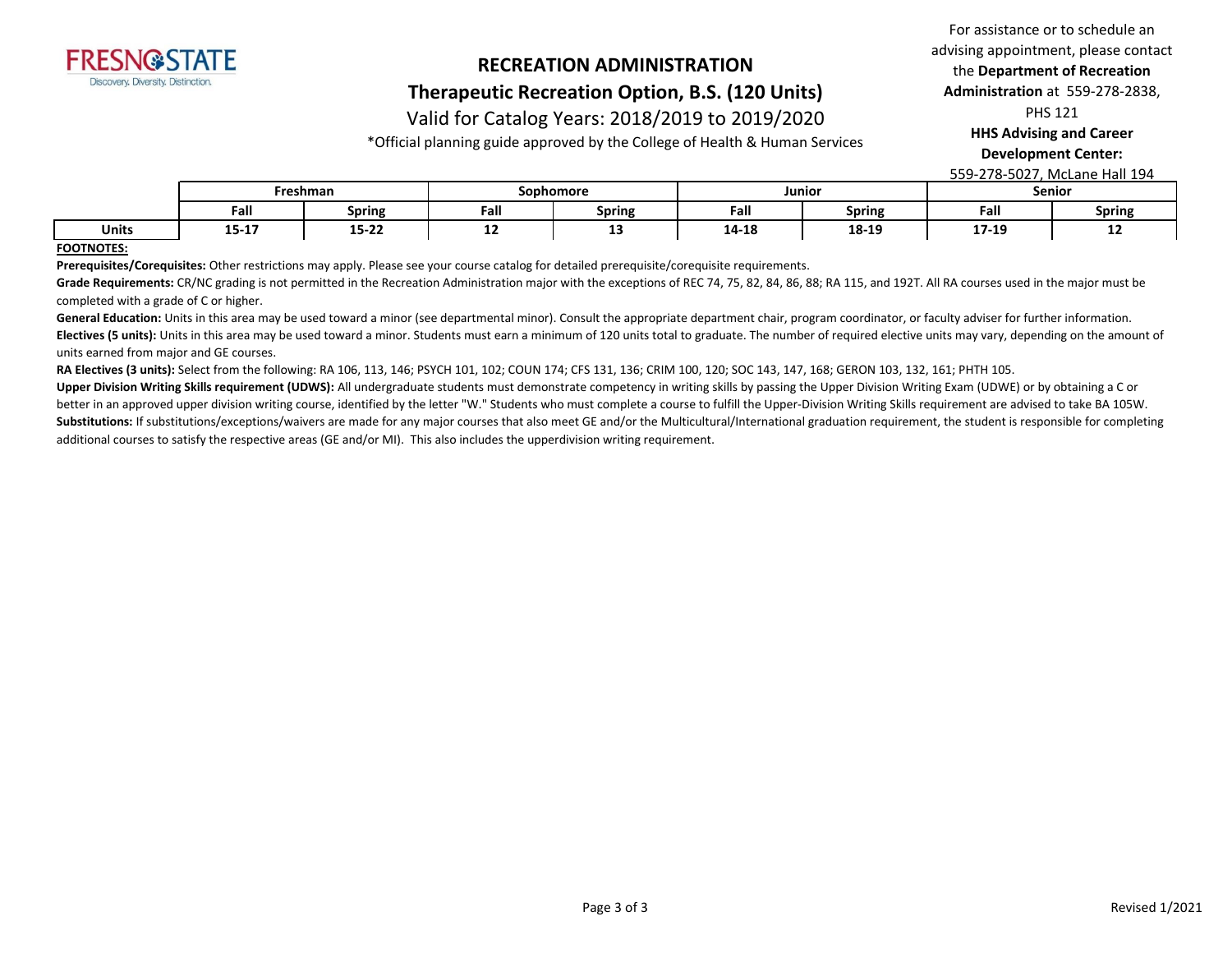# RECREATION ADMINISTRATION

## Therapeutic Recreation Option, B.S. (120 Units)

Valid for Catalog Years: 2018/2019 to 2019/2020

*Official planning guide approved by the College of Health & Human Services

For assistance or to schedule an advising appointment, please contact the **Department of Recreation Administration** at 559-278-2838, PHS 121

**HHS Advising and Career Development Center:** 559-278-5027, McLane Hall 194

| | Freshman | | Sophomore | | Junior | | Senior | |
|---|---|---|---|---|---|---|---|---|
| | Fall | Spring | Fall | Spring | Fall | Spring | Fall | Spring |
| **Units** | 15-17 | 15-22 | 12 | 13 | 14-18 | 18-19 | 17-19 | 12 |

**FOOTNOTES:**

**Prerequisites/Corequisites:** Other restrictions may apply. Please see your course catalog for detailed prerequisite/corequisite requirements.

**Grade Requirements:** CR/NC grading is not permitted in the Recreation Administration major with the exceptions of REC 74, 75, 82, 84, 86, 88; RA 115, and 192T. All RA courses used in the major must be completed with a grade of C or higher.

**General Education:** Units in this area may be used toward a minor (see departmental minor). Consult the appropriate department chair, program coordinator, or faculty adviser for further information.

**Electives (5 units):** Units in this area may be used toward a minor. Students must earn a minimum of 120 units total to graduate. The number of required elective units may vary, depending on the amount of units earned from major and GE courses.

**RA Electives (3 units):** Select from the following: RA 106, 113, 146; PSYCH 101, 102; COUN 174; CFS 131, 136; CRIM 100, 120; SOC 143, 147, 168; GERON 103, 132, 161; PHTH 105.

**Upper Division Writing Skills requirement (UDWS):** All undergraduate students must demonstrate competency in writing skills by passing the Upper Division Writing Exam (UDWE) or by obtaining a C or better in an approved upper division writing course, identified by the letter "W." Students who must complete a course to fulfill the Upper-Division Writing Skills requirement are advised to take BA 105W.

**Substitutions:** If substitutions/exceptions/waivers are made for any major courses that also meet GE and/or the Multicultural/International graduation requirement, the student is responsible for completing additional courses to satisfy the respective areas (GE and/or MI). This also includes the upperdivision writing requirement.

Revised 1/2021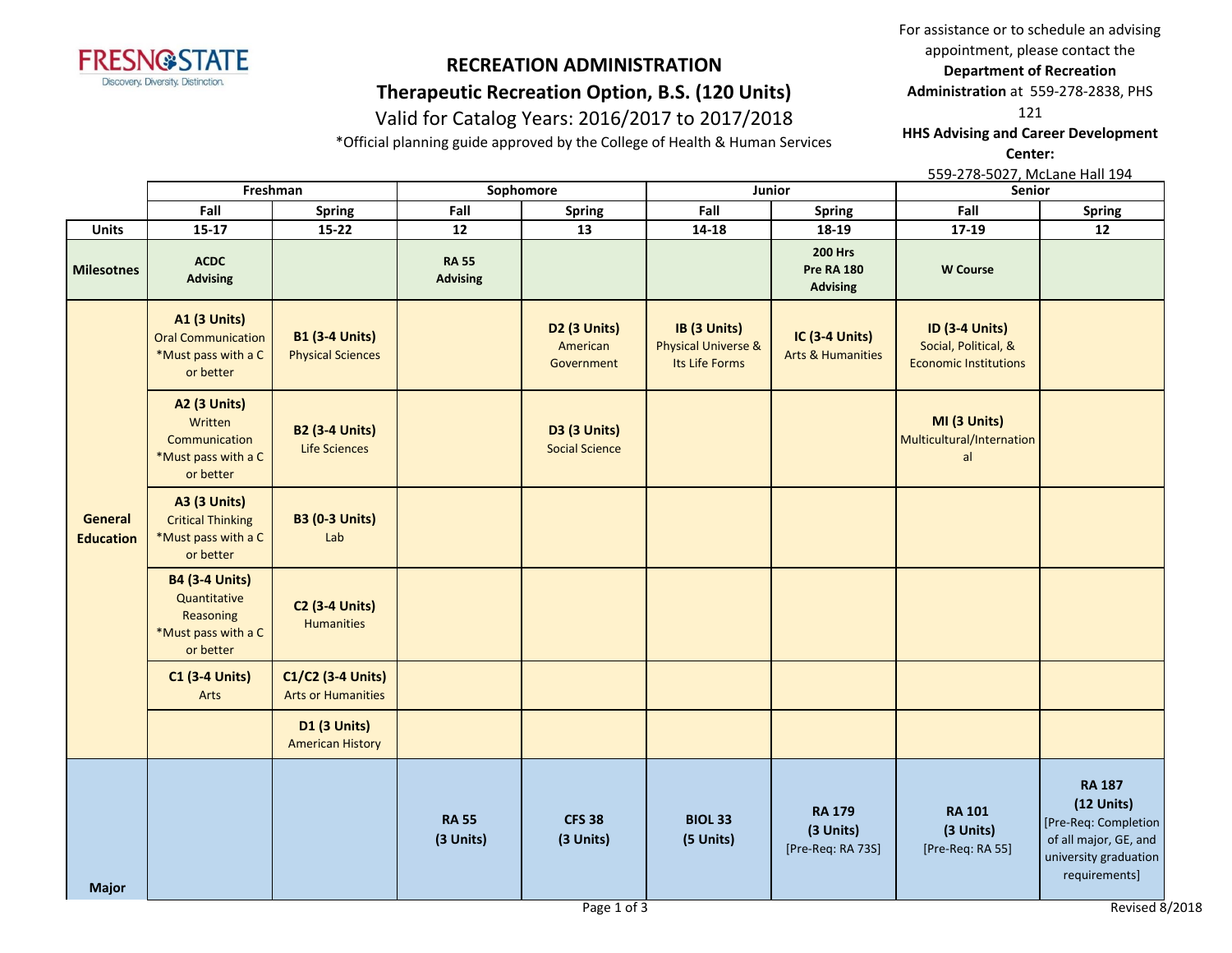# RECREATION ADMINISTRATION

## Therapeutic Recreation Option, B.S. (120 Units)

Valid for Catalog Years: 2016/2017 to 2017/2018

*Official planning guide approved by the College of Health & Human Services

For assistance or to schedule an advising appointment, please contact the **Department of Recreation Administration** at 559-278-2838, PHS 121

**HHS Advising and Career Development Center:** 559-278-5027, McLane Hall 194

| | Freshman | | Sophomore | | Junior | | Senior | |
|---|---|---|---|---|---|---|---|---|
| | **Fall** | **Spring** | **Fall** | **Spring** | **Fall** | **Spring** | **Fall** | **Spring** |
| **Units** | **15-17** | **15-22** | **12** | **13** | **14-18** | **18-19** | **17-19** | **12** |
| **Milesotnes** | **ACDC Advising** | | **RA 55 Advising** | | | **200 Hrs Pre RA 180 Advising** | **W Course** | |
| **General Education** | **A1 (3 Units)** Oral Communication *Must pass with a C or better | **B1 (3-4 Units)** Physical Sciences | | **D2 (3 Units)** American Government | **IB (3 Units)** Physical Universe & Its Life Forms | **IC (3-4 Units)** Arts & Humanities | **ID (3-4 Units)** Social, Political, & Economic Institutions | |
| | **A2 (3 Units)** Written Communication *Must pass with a C or better | **B2 (3-4 Units)** Life Sciences | | **D3 (3 Units)** Social Science | | | **MI (3 Units)** Multicultural/International | |
| | **A3 (3 Units)** Critical Thinking *Must pass with a C or better | **B3 (0-3 Units)** Lab | | | | | | |
| | **B4 (3-4 Units)** Quantitative Reasoning *Must pass with a C or better | **C2 (3-4 Units)** Humanities | | | | | | |
| | **C1 (3-4 Units)** Arts | **C1/C2 (3-4 Units)** Arts or Humanities | | | | | | |
| | | **D1 (3 Units)** American History | | | | | | |
| **Major** | | | **RA 55 (3 Units)** | **CFS 38 (3 Units)** | **BIOL 33 (5 Units)** | **RA 179 (3 Units)** [Pre-Req: RA 73S] | **RA 101 (3 Units)** [Pre-Req: RA 55] | **RA 187 (12 Units)** [Pre-Req: Completion of all major, GE, and university graduation requirements] |

Revised 8/2018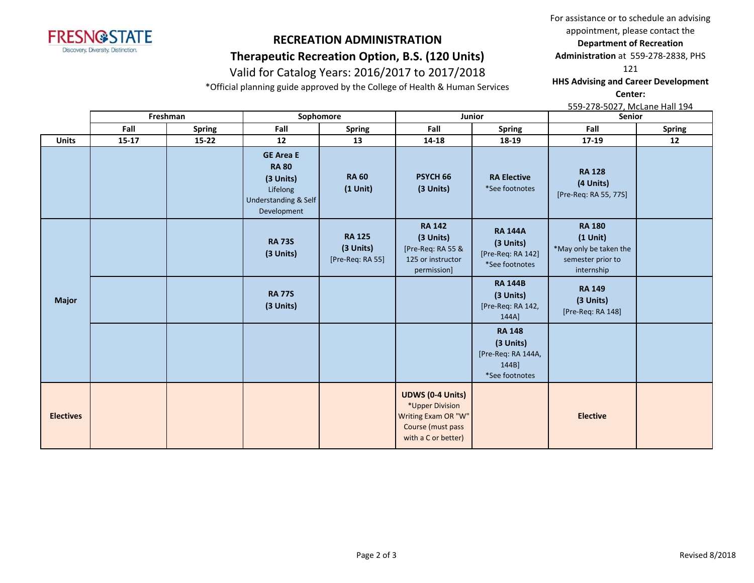# RECREATION ADMINISTRATION

## Therapeutic Recreation Option, B.S. (120 Units)

Valid for Catalog Years: 2016/2017 to 2017/2018

*Official planning guide approved by the College of Health & Human Services

For assistance or to schedule an advising appointment, please contact the **Department of Recreation Administration** at 559-278-2838, PHS 121

**HHS Advising and Career Development Center:**
559-278-5027, McLane Hall 194

| | Freshman | | Sophomore | | Junior | | Senior | |
|---|---|---|---|---|---|---|---|---|
| | **Fall** | **Spring** | **Fall** | **Spring** | **Fall** | **Spring** | **Fall** | **Spring** |
| **Units** | **15-17** | **15-22** | **12** | **13** | **14-18** | **18-19** | **17-19** | **12** |
| | | | **GE Area E RA 80 (3 Units)** Lifelong Understanding & Self Development | **RA 60 (1 Unit)** | **PSYCH 66 (3 Units)** | **RA Elective** *See footnotes | **RA 128 (4 Units)** [Pre-Req: RA 55, 77S] | |
| **Major** | | | **RA 73S (3 Units)** | **RA 125 (3 Units)** [Pre-Req: RA 55] | **RA 142 (3 Units)** [Pre-Req: RA 55 & 125 or instructor permission] | **RA 144A (3 Units)** [Pre-Req: RA 142] *See footnotes | **RA 180 (1 Unit)** *May only be taken the semester prior to internship | |
| | | | **RA 77S (3 Units)** | | | **RA 144B (3 Units)** [Pre-Req: RA 142, 144A] | **RA 149 (3 Units)** [Pre-Req: RA 148] | |
| | | | | | | **RA 148 (3 Units)** [Pre-Req: RA 144A, 144B] *See footnotes | | |
| **Electives** | | | | | **UDWS (0-4 Units)** *Upper Division Writing Exam OR "W" Course (must pass with a C or better) | | **Elective** | |

Revised 8/2018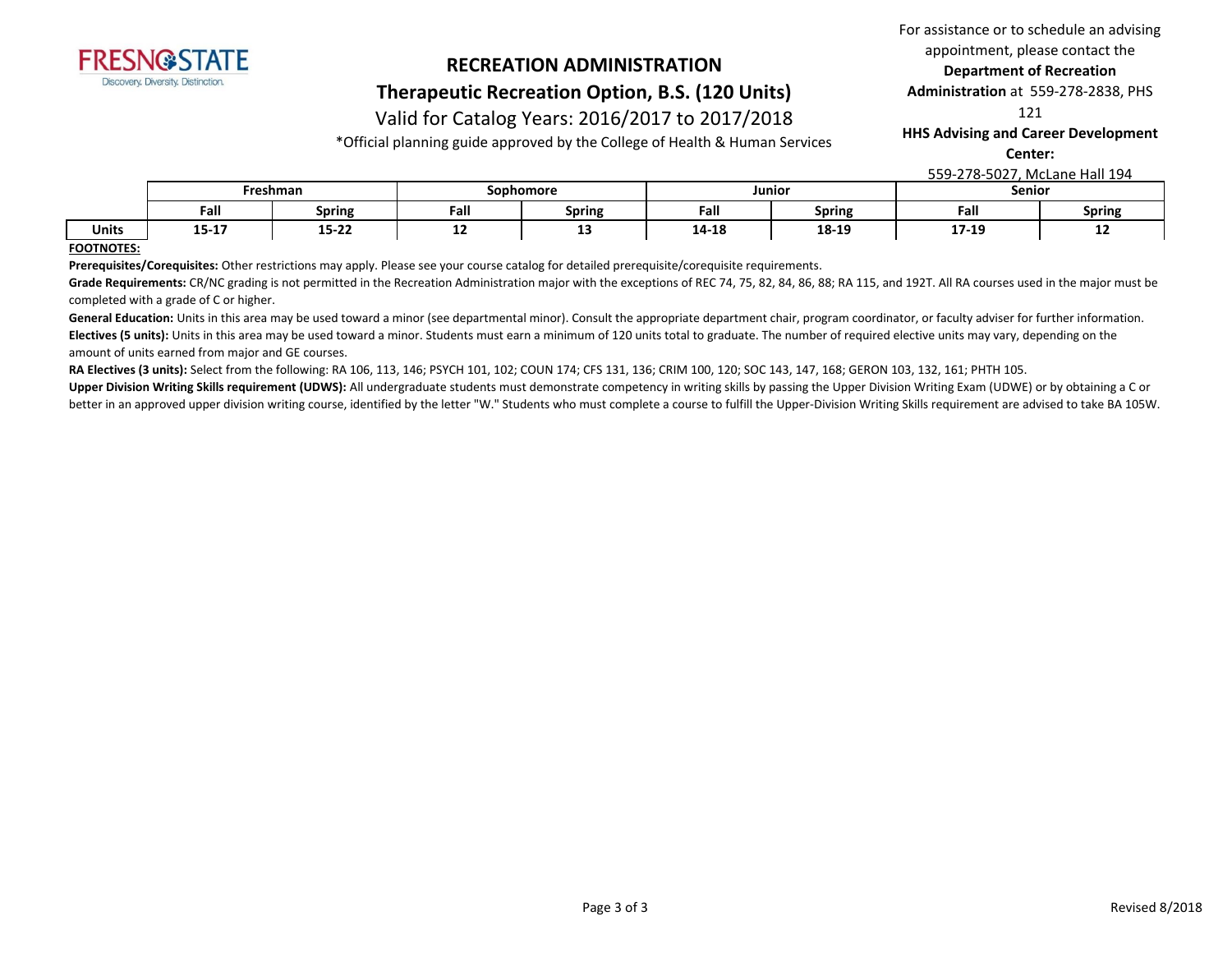# RECREATION ADMINISTRATION

## Therapeutic Recreation Option, B.S. (120 Units)

Valid for Catalog Years: 2016/2017 to 2017/2018

*Official planning guide approved by the College of Health & Human Services

For assistance or to schedule an advising appointment, please contact the **Department of Recreation Administration** at 559-278-2838, PHS 121

**HHS Advising and Career Development Center:**
559-278-5027, McLane Hall 194

| | Freshman | | Sophomore | | Junior | | Senior | |
|---|---|---|---|---|---|---|---|---|
| | **Fall** | **Spring** | **Fall** | **Spring** | **Fall** | **Spring** | **Fall** | **Spring** |
| **Units** | **15-17** | **15-22** | **12** | **13** | **14-18** | **18-19** | **17-19** | **12** |

**FOOTNOTES:**

**Prerequisites/Corequisites:** Other restrictions may apply. Please see your course catalog for detailed prerequisite/corequisite requirements.

**Grade Requirements:** CR/NC grading is not permitted in the Recreation Administration major with the exceptions of REC 74, 75, 82, 84, 86, 88; RA 115, and 192T. All RA courses used in the major must be completed with a grade of C or higher.

**General Education:** Units in this area may be used toward a minor (see departmental minor). Consult the appropriate department chair, program coordinator, or faculty adviser for further information.

**Electives (5 units):** Units in this area may be used toward a minor. Students must earn a minimum of 120 units total to graduate. The number of required elective units may vary, depending on the amount of units earned from major and GE courses.

**RA Electives (3 units):** Select from the following: RA 106, 113, 146; PSYCH 101, 102; COUN 174; CFS 131, 136; CRIM 100, 120; SOC 143, 147, 168; GERON 103, 132, 161; PHTH 105.

**Upper Division Writing Skills requirement (UDWS):** All undergraduate students must demonstrate competency in writing skills by passing the Upper Division Writing Exam (UDWE) or by obtaining a C or better in an approved upper division writing course, identified by the letter "W." Students who must complete a course to fulfill the Upper-Division Writing Skills requirement are advised to take BA 105W.

Revised 8/2018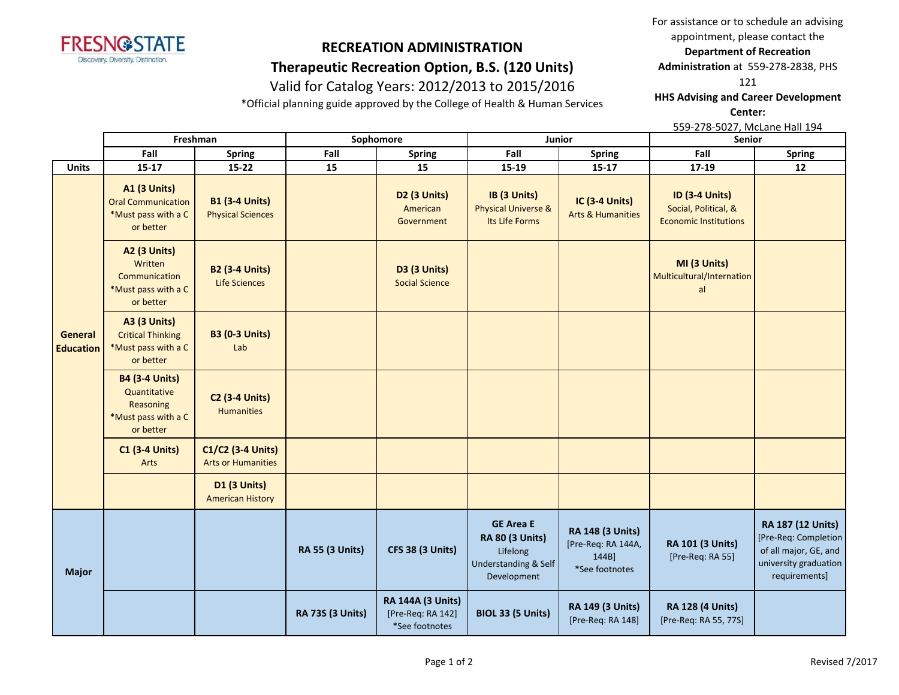FRESNO STATE
Discovery. Diversity. Distinction.

# RECREATION ADMINISTRATION
## Therapeutic Recreation Option, B.S. (120 Units)
### Valid for Catalog Years: 2012/2013 to 2015/2016

*Official planning guide approved by the College of Health & Human Services

For assistance or to schedule an advising appointment, please contact the **Department of Recreation Administration** at 559-278-2838, PHS 121

**HHS Advising and Career Development Center:**
559-278-5027, McLane Hall 194

| | Freshman | | Sophomore | | Junior | | Senior | |
|---|---|---|---|---|---|---|---|---|
| | **Fall** | **Spring** | **Fall** | **Spring** | **Fall** | **Spring** | **Fall** | **Spring** |
| **Units** | **15-17** | **15-22** | **15** | **15** | **15-19** | **15-17** | **17-19** | **12** |
| **General Education** | **A1 (3 Units)** Oral Communication *Must pass with a C or better | **B1 (3-4 Units)** Physical Sciences | | **D2 (3 Units)** American Government | **IB (3 Units)** Physical Universe & Its Life Forms | **IC (3-4 Units)** Arts & Humanities | **ID (3-4 Units)** Social, Political, & Economic Institutions | |
| | **A2 (3 Units)** Written Communication *Must pass with a C or better | **B2 (3-4 Units)** Life Sciences | | **D3 (3 Units)** Social Science | | | **MI (3 Units)** Multicultural/International | |
| | **A3 (3 Units)** Critical Thinking *Must pass with a C or better | **B3 (0-3 Units)** Lab | | | | | | |
| | **B4 (3-4 Units)** Quantitative Reasoning *Must pass with a C or better | **C2 (3-4 Units)** Humanities | | | | | | |
| | **C1 (3-4 Units)** Arts | **C1/C2 (3-4 Units)** Arts or Humanities | | | | | | |
| | | **D1 (3 Units)** American History | | | | | | |
| **Major** | | | **RA 55 (3 Units)** | **CFS 38 (3 Units)** | **GE Area E RA 80 (3 Units)** Lifelong Understanding & Self Development | **RA 148 (3 Units)** [Pre-Req: RA 144A, 144B] *See footnotes | **RA 101 (3 Units)** [Pre-Req: RA 55] | **RA 187 (12 Units)** [Pre-Req: Completion of all major, GE, and university graduation requirements] |
| | | | **RA 73S (3 Units)** | **RA 144A (3 Units)** [Pre-Req: RA 142] *See footnotes | **BIOL 33 (5 Units)** | **RA 149 (3 Units)** [Pre-Req: RA 148] | **RA 128 (4 Units)** [Pre-Req: RA 55, 77S] | |

Revised 7/2017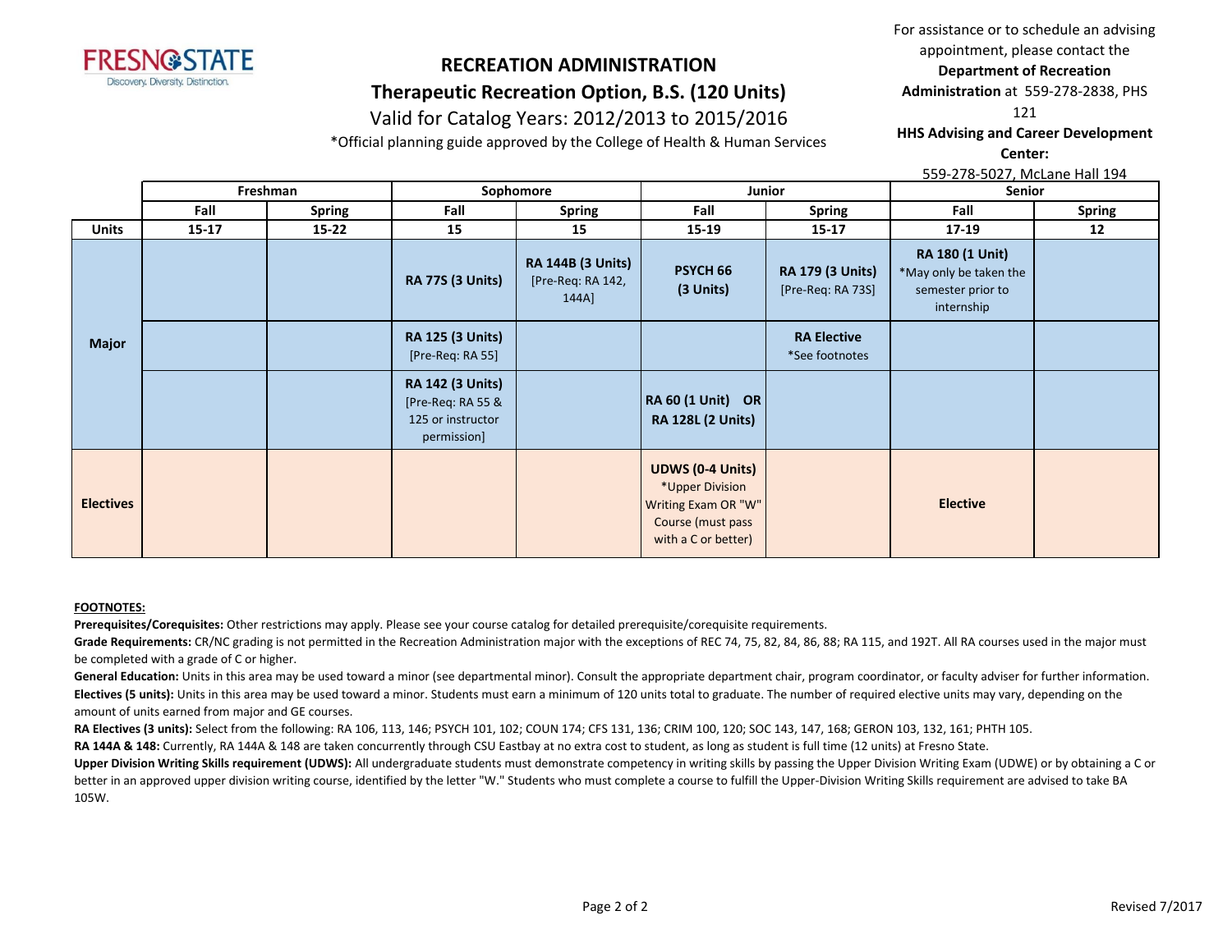FRESNO STATE
Discovery. Diversity. Distinction.

# RECREATION ADMINISTRATION

## Therapeutic Recreation Option, B.S. (120 Units)

Valid for Catalog Years: 2012/2013 to 2015/2016

*Official planning guide approved by the College of Health & Human Services

For assistance or to schedule an advising appointment, please contact the **Department of Recreation Administration** at 559-278-2838, PHS 121

**HHS Advising and Career Development Center:** 559-278-5027, McLane Hall 194

| | Freshman | | Sophomore | | Junior | | Senior | |
|---|---|---|---|---|---|---|---|---|
| | **Fall** | **Spring** | **Fall** | **Spring** | **Fall** | **Spring** | **Fall** | **Spring** |
| **Units** | **15-17** | **15-22** | **15** | **15** | **15-19** | **15-17** | **17-19** | **12** |
| **Major** | | | **RA 77S (3 Units)** | **RA 144B (3 Units)** [Pre-Req: RA 142, 144A] | **PSYCH 66 (3 Units)** | **RA 179 (3 Units)** [Pre-Req: RA 73S] | **RA 180 (1 Unit)** *May only be taken the semester prior to internship | |
| | | | **RA 125 (3 Units)** [Pre-Req: RA 55] | | | **RA Elective** *See footnotes | | |
| | | | **RA 142 (3 Units)** [Pre-Req: RA 55 & 125 or instructor permission] | | **RA 60 (1 Unit) OR RA 128L (2 Units)** | | | |
| **Electives** | | | | | **UDWS (0-4 Units)** *Upper Division Writing Exam OR "W" Course (must pass with a C or better) | | **Elective** | |

**FOOTNOTES:**

**Prerequisites/Corequisites:** Other restrictions may apply. Please see your course catalog for detailed prerequisite/corequisite requirements.

**Grade Requirements:** CR/NC grading is not permitted in the Recreation Administration major with the exceptions of REC 74, 75, 82, 84, 86, 88; RA 115, and 192T. All RA courses used in the major must be completed with a grade of C or higher.

**General Education:** Units in this area may be used toward a minor (see departmental minor). Consult the appropriate department chair, program coordinator, or faculty adviser for further information.

**Electives (5 units):** Units in this area may be used toward a minor. Students must earn a minimum of 120 units total to graduate. The number of required elective units may vary, depending on the amount of units earned from major and GE courses.

**RA Electives (3 units):** Select from the following: RA 106, 113, 146; PSYCH 101, 102; COUN 174; CFS 131, 136; CRIM 100, 120; SOC 143, 147, 168; GERON 103, 132, 161; PHTH 105.

**RA 144A & 148:** Currently, RA 144A & 148 are taken concurrently through CSU Eastbay at no extra cost to student, as long as student is full time (12 units) at Fresno State.

**Upper Division Writing Skills requirement (UDWS):** All undergraduate students must demonstrate competency in writing skills by passing the Upper Division Writing Exam (UDWE) or by obtaining a C or better in an approved upper division writing course, identified by the letter "W." Students who must complete a course to fulfill the Upper-Division Writing Skills requirement are advised to take BA 105W.

Revised 7/2017